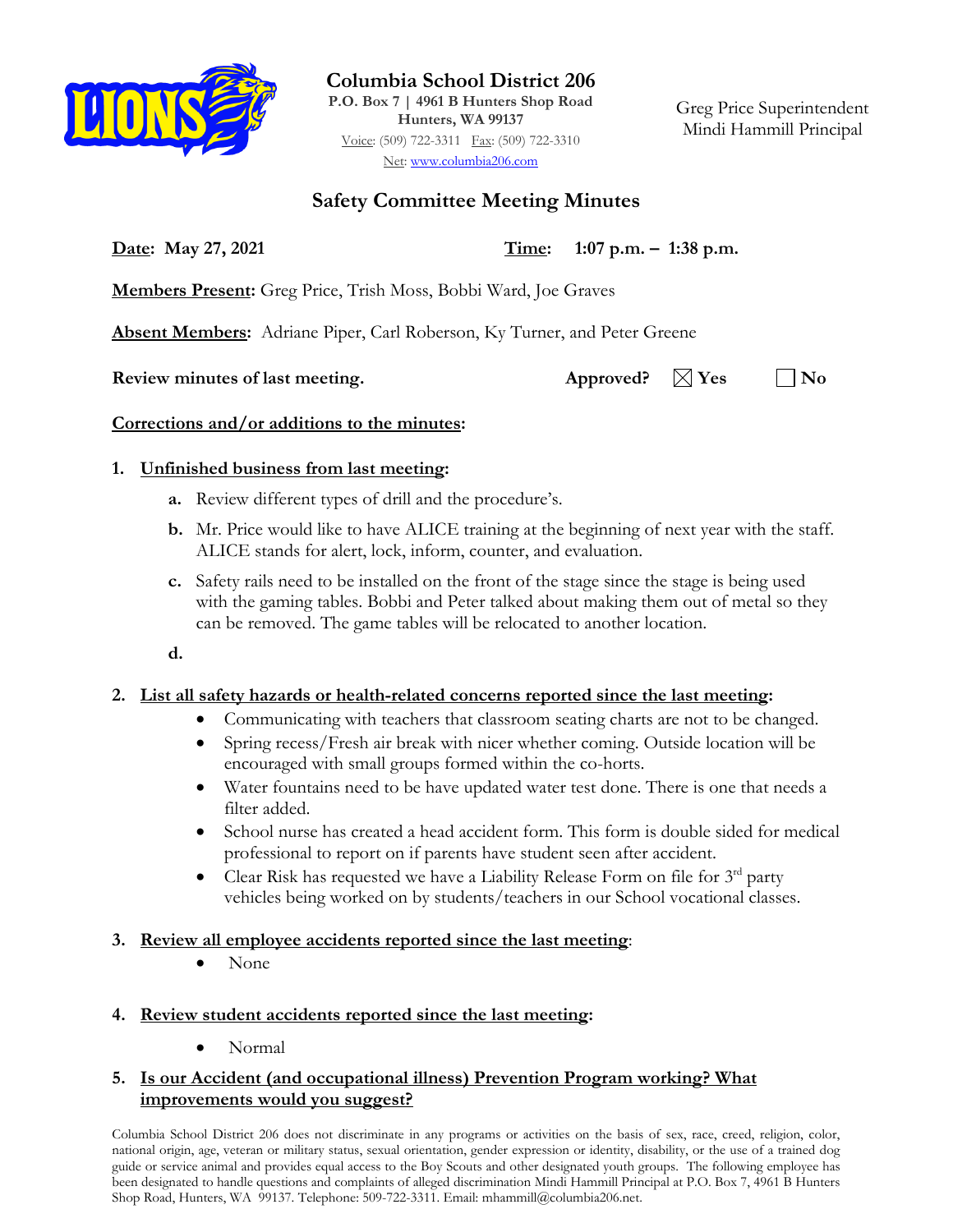# Columbia School District 206

**P.O. Box 7 | 4961 B Hunters Shop Road**
**Hunters, WA 99137**
Voice: (509) 722-3311 Fax: (509) 722-3310
Net: www.columbia206.com

Greg Price Superintendent
Mindi Hammill Principal

## Safety Committee Meeting Minutes

**Date: May 27, 2021** **Time: 1:07 p.m. – 1:38 p.m.**

**Members Present:** Greg Price, Trish Moss, Bobbi Ward, Joe Graves

**Absent Members:** Adriane Piper, Carl Roberson, Ky Turner, and Peter Greene

**Review minutes of last meeting.** **Approved?** ☒ **Yes** ☐ **No**

**Corrections and/or additions to the minutes:**

1. **Unfinished business from last meeting:**
   - **a.** Review different types of drill and the procedure's.
   - **b.** Mr. Price would like to have ALICE training at the beginning of next year with the staff. ALICE stands for alert, lock, inform, counter, and evaluation.
   - **c.** Safety rails need to be installed on the front of the stage since the stage is being used with the gaming tables. Bobbi and Peter talked about making them out of metal so they can be removed. The game tables will be relocated to another location.
   - **d.**

2. **List all safety hazards or health-related concerns reported since the last meeting:**
   - Communicating with teachers that classroom seating charts are not to be changed.
   - Spring recess/Fresh air break with nicer whether coming. Outside location will be encouraged with small groups formed within the co-horts.
   - Water fountains need to be have updated water test done. There is one that needs a filter added.
   - School nurse has created a head accident form. This form is double sided for medical professional to report on if parents have student seen after accident.
   - Clear Risk has requested we have a Liability Release Form on file for 3rd party vehicles being worked on by students/teachers in our School vocational classes.

3. **Review all employee accidents reported since the last meeting:**
   - None

4. **Review student accidents reported since the last meeting:**
   - Normal

5. **Is our Accident (and occupational illness) Prevention Program working? What improvements would you suggest?**

Columbia School District 206 does not discriminate in any programs or activities on the basis of sex, race, creed, religion, color, national origin, age, veteran or military status, sexual orientation, gender expression or identity, disability, or the use of a trained dog guide or service animal and provides equal access to the Boy Scouts and other designated youth groups. The following employee has been designated to handle questions and complaints of alleged discrimination Mindi Hammill Principal at P.O. Box 7, 4961 B Hunters Shop Road, Hunters, WA 99137. Telephone: 509-722-3311. Email: mhammill@columbia206.net.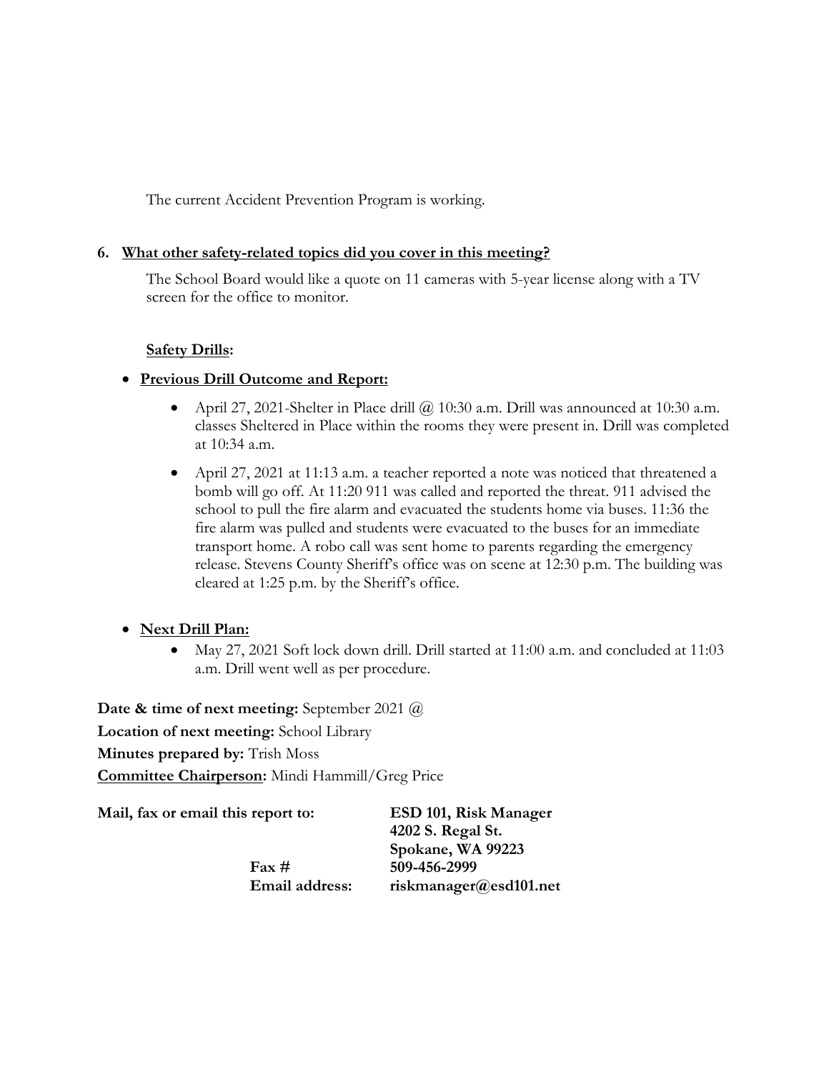The current Accident Prevention Program is working.

**6. What other safety-related topics did you cover in this meeting?**

The School Board would like a quote on 11 cameras with 5-year license along with a TV screen for the office to monitor.

**Safety Drills:**

- **Previous Drill Outcome and Report:**
  - April 27, 2021-Shelter in Place drill @ 10:30 a.m. Drill was announced at 10:30 a.m. classes Sheltered in Place within the rooms they were present in. Drill was completed at 10:34 a.m.
  - April 27, 2021 at 11:13 a.m. a teacher reported a note was noticed that threatened a bomb will go off. At 11:20 911 was called and reported the threat. 911 advised the school to pull the fire alarm and evacuated the students home via buses. 11:36 the fire alarm was pulled and students were evacuated to the buses for an immediate transport home. A robo call was sent home to parents regarding the emergency release. Stevens County Sheriff's office was on scene at 12:30 p.m. The building was cleared at 1:25 p.m. by the Sheriff's office.

- **Next Drill Plan:**
  - May 27, 2021 Soft lock down drill. Drill started at 11:00 a.m. and concluded at 11:03 a.m. Drill went well as per procedure.

**Date & time of next meeting:** September 2021 @

**Location of next meeting:** School Library

**Minutes prepared by:** Trish Moss

**Committee Chairperson:** Mindi Hammill/Greg Price

| | |
|---|---|
| **Mail, fax or email this report to:** | **ESD 101, Risk Manager** |
| | **4202 S. Regal St.** |
| | **Spokane, WA 99223** |
| **Fax #** | **509-456-2999** |
| **Email address:** | **riskmanager@esd101.net** |